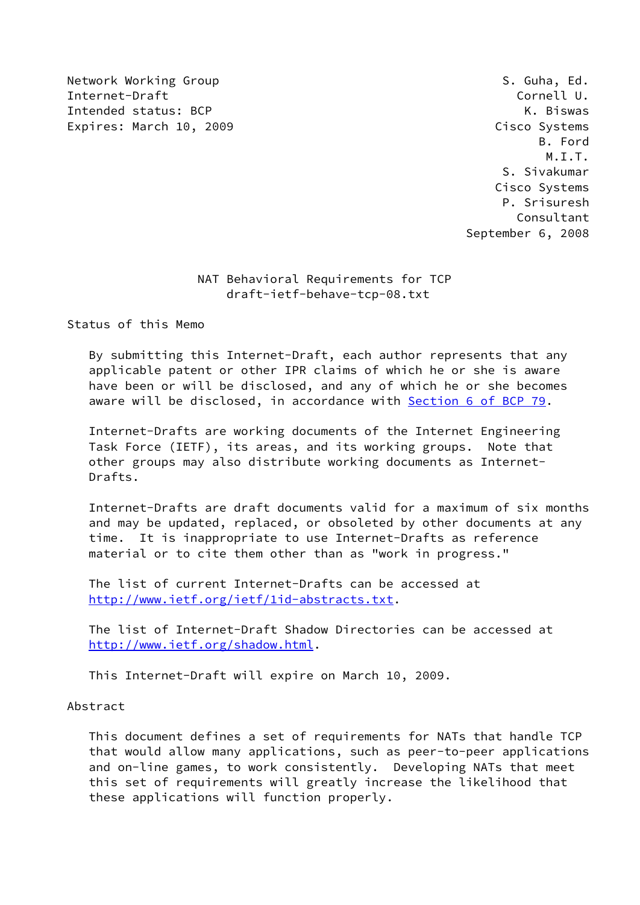Network Working Group S. Guha, Ed.
Internet-Draft Cornell U.
Intended status: BCP K. Biswas
Expires: March 10, 2009 Cisco Systems
B. Ford
M.I.T.
S. Sivakumar
Cisco Systems
P. Srisuresh
Consultant
September 6, 2008

# NAT Behavioral Requirements for TCP
draft-ietf-behave-tcp-08.txt

## Status of this Memo

By submitting this Internet-Draft, each author represents that any applicable patent or other IPR claims of which he or she is aware have been or will be disclosed, and any of which he or she becomes aware will be disclosed, in accordance with Section 6 of BCP 79.

Internet-Drafts are working documents of the Internet Engineering Task Force (IETF), its areas, and its working groups. Note that other groups may also distribute working documents as Internet-Drafts.

Internet-Drafts are draft documents valid for a maximum of six months and may be updated, replaced, or obsoleted by other documents at any time. It is inappropriate to use Internet-Drafts as reference material or to cite them other than as "work in progress."

The list of current Internet-Drafts can be accessed at http://www.ietf.org/ietf/1id-abstracts.txt.

The list of Internet-Draft Shadow Directories can be accessed at http://www.ietf.org/shadow.html.

This Internet-Draft will expire on March 10, 2009.

## Abstract

This document defines a set of requirements for NATs that handle TCP that would allow many applications, such as peer-to-peer applications and on-line games, to work consistently. Developing NATs that meet this set of requirements will greatly increase the likelihood that these applications will function properly.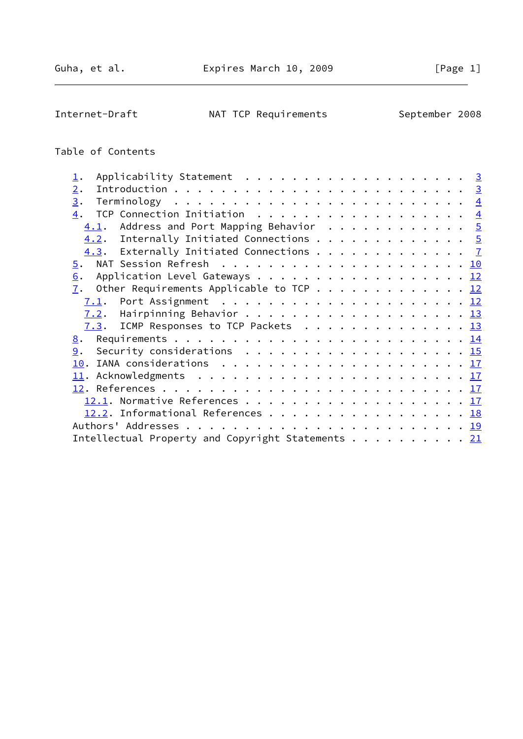Table of Contents

1. Applicability Statement . . . . . . . . . . . . . . . . . . . . 3
2. Introduction . . . . . . . . . . . . . . . . . . . . . . . . . 3
3. Terminology . . . . . . . . . . . . . . . . . . . . . . . . . 4
4. TCP Connection Initiation . . . . . . . . . . . . . . . . . . 4
   4.1. Address and Port Mapping Behavior . . . . . . . . . . . 5
   4.2. Internally Initiated Connections . . . . . . . . . . . . 5
   4.3. Externally Initiated Connections . . . . . . . . . . . . 7
5. NAT Session Refresh . . . . . . . . . . . . . . . . . . . . . 10
6. Application Level Gateways . . . . . . . . . . . . . . . . . . 12
7. Other Requirements Applicable to TCP . . . . . . . . . . . . . 12
   7.1. Port Assignment . . . . . . . . . . . . . . . . . . . . 12
   7.2. Hairpinning Behavior . . . . . . . . . . . . . . . . . . 13
   7.3. ICMP Responses to TCP Packets . . . . . . . . . . . . . 13
8. Requirements . . . . . . . . . . . . . . . . . . . . . . . . . 14
9. Security considerations . . . . . . . . . . . . . . . . . . . 15
10. IANA considerations . . . . . . . . . . . . . . . . . . . . . 17
11. Acknowledgments . . . . . . . . . . . . . . . . . . . . . . . 17
12. References . . . . . . . . . . . . . . . . . . . . . . . . . 17
   12.1. Normative References . . . . . . . . . . . . . . . . . . 17
   12.2. Informational References . . . . . . . . . . . . . . . . 18
Authors' Addresses . . . . . . . . . . . . . . . . . . . . . . . . 19
Intellectual Property and Copyright Statements . . . . . . . . . . 21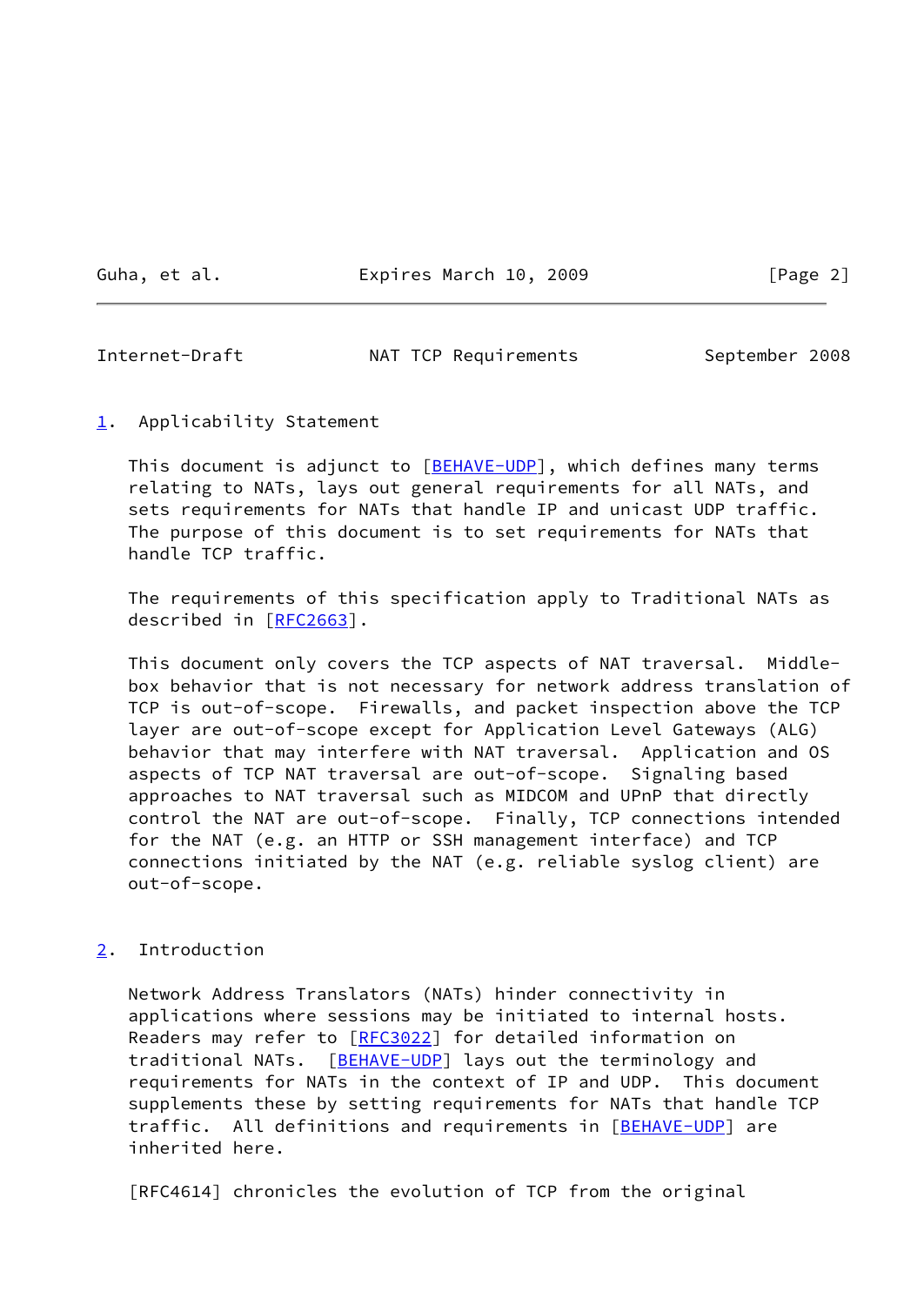## 1. Applicability Statement

This document is adjunct to [BEHAVE-UDP], which defines many terms relating to NATs, lays out general requirements for all NATs, and sets requirements for NATs that handle IP and unicast UDP traffic. The purpose of this document is to set requirements for NATs that handle TCP traffic.

The requirements of this specification apply to Traditional NATs as described in [RFC2663].

This document only covers the TCP aspects of NAT traversal. Middle-box behavior that is not necessary for network address translation of TCP is out-of-scope. Firewalls, and packet inspection above the TCP layer are out-of-scope except for Application Level Gateways (ALG) behavior that may interfere with NAT traversal. Application and OS aspects of TCP NAT traversal are out-of-scope. Signaling based approaches to NAT traversal such as MIDCOM and UPnP that directly control the NAT are out-of-scope. Finally, TCP connections intended for the NAT (e.g. an HTTP or SSH management interface) and TCP connections initiated by the NAT (e.g. reliable syslog client) are out-of-scope.

## 2. Introduction

Network Address Translators (NATs) hinder connectivity in applications where sessions may be initiated to internal hosts. Readers may refer to [RFC3022] for detailed information on traditional NATs. [BEHAVE-UDP] lays out the terminology and requirements for NATs in the context of IP and UDP. This document supplements these by setting requirements for NATs that handle TCP traffic. All definitions and requirements in [BEHAVE-UDP] are inherited here.

[RFC4614] chronicles the evolution of TCP from the original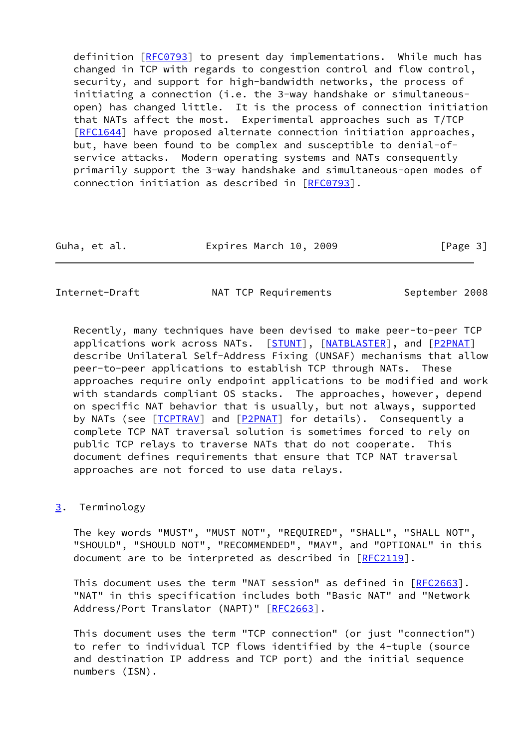definition [RFC0793] to present day implementations. While much has changed in TCP with regards to congestion control and flow control, security, and support for high-bandwidth networks, the process of initiating a connection (i.e. the 3-way handshake or simultaneous-open) has changed little. It is the process of connection initiation that NATs affect the most. Experimental approaches such as T/TCP [RFC1644] have proposed alternate connection initiation approaches, but, have been found to be complex and susceptible to denial-of-service attacks. Modern operating systems and NATs consequently primarily support the 3-way handshake and simultaneous-open modes of connection initiation as described in [RFC0793].

Recently, many techniques have been devised to make peer-to-peer TCP applications work across NATs. [STUNT], [NATBLASTER], and [P2PNAT] describe Unilateral Self-Address Fixing (UNSAF) mechanisms that allow peer-to-peer applications to establish TCP through NATs. These approaches require only endpoint applications to be modified and work with standards compliant OS stacks. The approaches, however, depend on specific NAT behavior that is usually, but not always, supported by NATs (see [TCPTRAV] and [P2PNAT] for details). Consequently a complete TCP NAT traversal solution is sometimes forced to rely on public TCP relays to traverse NATs that do not cooperate. This document defines requirements that ensure that TCP NAT traversal approaches are not forced to use data relays.

## 3. Terminology

The key words "MUST", "MUST NOT", "REQUIRED", "SHALL", "SHALL NOT", "SHOULD", "SHOULD NOT", "RECOMMENDED", "MAY", and "OPTIONAL" in this document are to be interpreted as described in [RFC2119].

This document uses the term "NAT session" as defined in [RFC2663]. "NAT" in this specification includes both "Basic NAT" and "Network Address/Port Translator (NAPT)" [RFC2663].

This document uses the term "TCP connection" (or just "connection") to refer to individual TCP flows identified by the 4-tuple (source and destination IP address and TCP port) and the initial sequence numbers (ISN).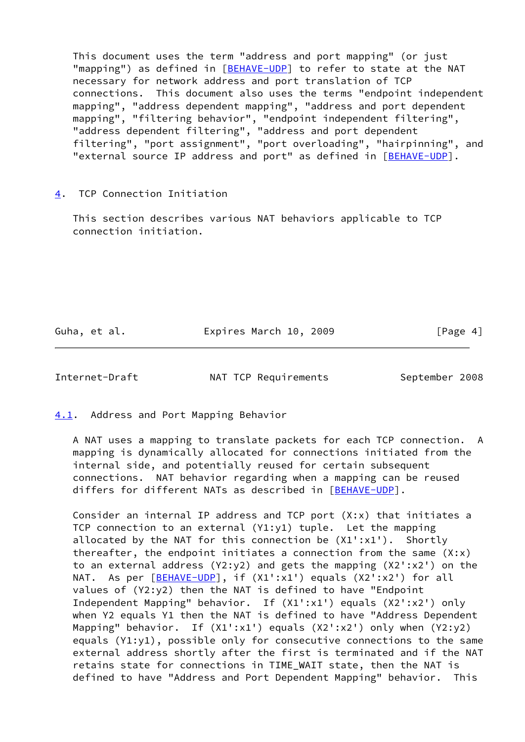This document uses the term "address and port mapping" (or just "mapping") as defined in [BEHAVE-UDP] to refer to state at the NAT necessary for network address and port translation of TCP connections. This document also uses the terms "endpoint independent mapping", "address dependent mapping", "address and port dependent mapping", "filtering behavior", "endpoint independent filtering", "address dependent filtering", "address and port dependent filtering", "port assignment", "port overloading", "hairpinning", and "external source IP address and port" as defined in [BEHAVE-UDP].

## 4. TCP Connection Initiation

This section describes various NAT behaviors applicable to TCP connection initiation.

### 4.1. Address and Port Mapping Behavior

A NAT uses a mapping to translate packets for each TCP connection. A mapping is dynamically allocated for connections initiated from the internal side, and potentially reused for certain subsequent connections. NAT behavior regarding when a mapping can be reused differs for different NATs as described in [BEHAVE-UDP].

Consider an internal IP address and TCP port (X:x) that initiates a TCP connection to an external (Y1:y1) tuple. Let the mapping allocated by the NAT for this connection be (X1':x1'). Shortly thereafter, the endpoint initiates a connection from the same (X:x) to an external address (Y2:y2) and gets the mapping (X2':x2') on the NAT. As per [BEHAVE-UDP], if (X1':x1') equals (X2':x2') for all values of (Y2:y2) then the NAT is defined to have "Endpoint Independent Mapping" behavior. If (X1':x1') equals (X2':x2') only when Y2 equals Y1 then the NAT is defined to have "Address Dependent Mapping" behavior. If (X1':x1') equals (X2':x2') only when (Y2:y2) equals (Y1:y1), possible only for consecutive connections to the same external address shortly after the first is terminated and if the NAT retains state for connections in TIME_WAIT state, then the NAT is defined to have "Address and Port Dependent Mapping" behavior. This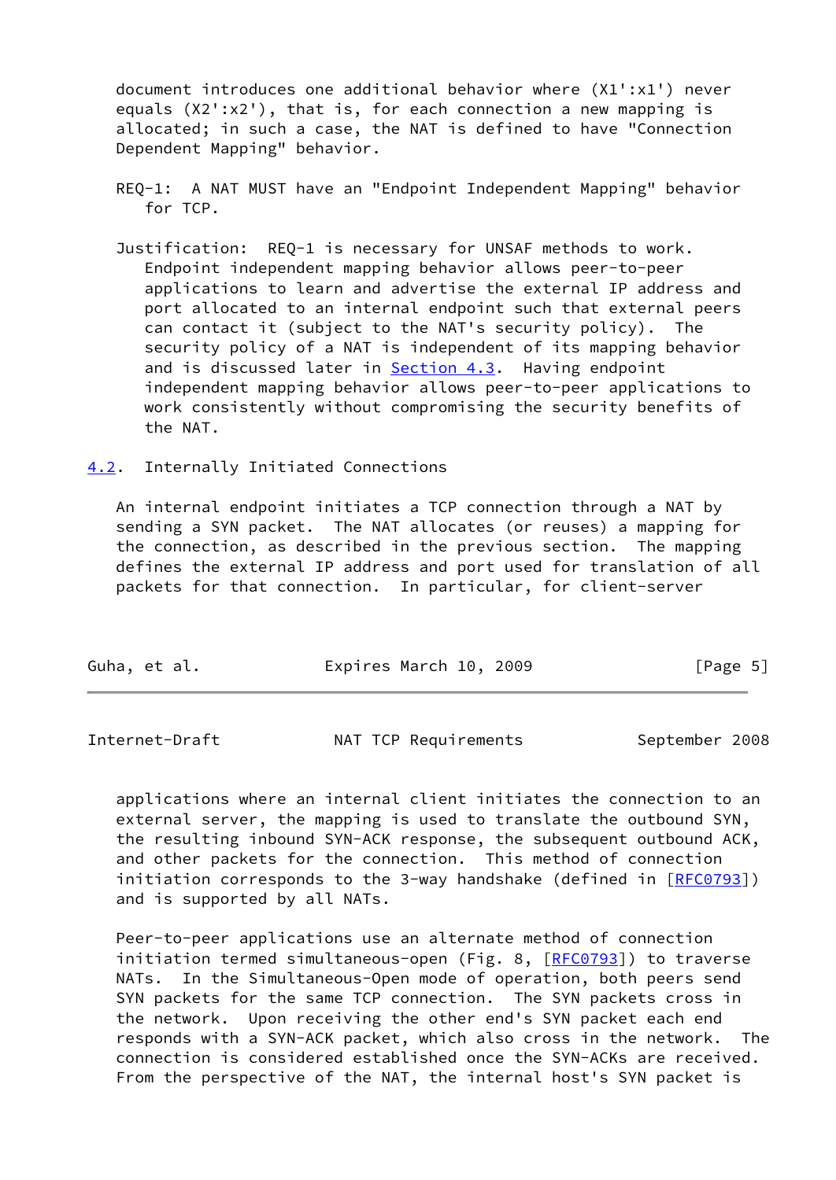document introduces one additional behavior where (X1':x1') never equals (X2':x2'), that is, for each connection a new mapping is allocated; in such a case, the NAT is defined to have "Connection Dependent Mapping" behavior.

REQ-1: A NAT MUST have an "Endpoint Independent Mapping" behavior for TCP.

Justification: REQ-1 is necessary for UNSAF methods to work. Endpoint independent mapping behavior allows peer-to-peer applications to learn and advertise the external IP address and port allocated to an internal endpoint such that external peers can contact it (subject to the NAT's security policy). The security policy of a NAT is independent of its mapping behavior and is discussed later in Section 4.3. Having endpoint independent mapping behavior allows peer-to-peer applications to work consistently without compromising the security benefits of the NAT.

### 4.2. Internally Initiated Connections

An internal endpoint initiates a TCP connection through a NAT by sending a SYN packet. The NAT allocates (or reuses) a mapping for the connection, as described in the previous section. The mapping defines the external IP address and port used for translation of all packets for that connection. In particular, for client-server applications where an internal client initiates the connection to an external server, the mapping is used to translate the outbound SYN, the resulting inbound SYN-ACK response, the subsequent outbound ACK, and other packets for the connection. This method of connection initiation corresponds to the 3-way handshake (defined in [RFC0793]) and is supported by all NATs.

Peer-to-peer applications use an alternate method of connection initiation termed simultaneous-open (Fig. 8, [RFC0793]) to traverse NATs. In the Simultaneous-Open mode of operation, both peers send SYN packets for the same TCP connection. The SYN packets cross in the network. Upon receiving the other end's SYN packet each end responds with a SYN-ACK packet, which also cross in the network. The connection is considered established once the SYN-ACKs are received. From the perspective of the NAT, the internal host's SYN packet is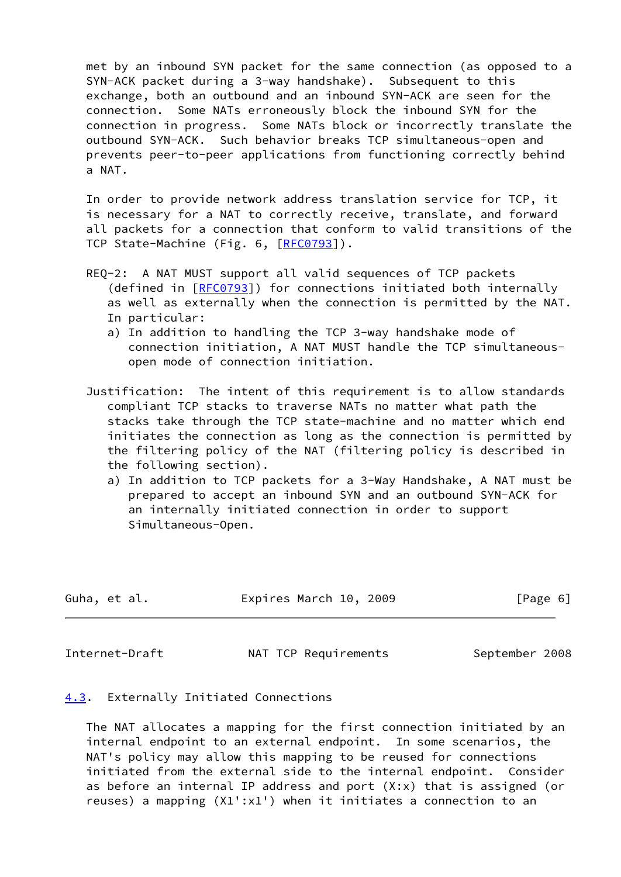met by an inbound SYN packet for the same connection (as opposed to a SYN-ACK packet during a 3-way handshake). Subsequent to this exchange, both an outbound and an inbound SYN-ACK are seen for the connection. Some NATs erroneously block the inbound SYN for the connection in progress. Some NATs block or incorrectly translate the outbound SYN-ACK. Such behavior breaks TCP simultaneous-open and prevents peer-to-peer applications from functioning correctly behind a NAT.

In order to provide network address translation service for TCP, it is necessary for a NAT to correctly receive, translate, and forward all packets for a connection that conform to valid transitions of the TCP State-Machine (Fig. 6, [RFC0793]).

REQ-2: A NAT MUST support all valid sequences of TCP packets (defined in [RFC0793]) for connections initiated both internally as well as externally when the connection is permitted by the NAT. In particular:

a) In addition to handling the TCP 3-way handshake mode of connection initiation, A NAT MUST handle the TCP simultaneous-open mode of connection initiation.

Justification: The intent of this requirement is to allow standards compliant TCP stacks to traverse NATs no matter what path the stacks take through the TCP state-machine and no matter which end initiates the connection as long as the connection is permitted by the filtering policy of the NAT (filtering policy is described in the following section).

a) In addition to TCP packets for a 3-Way Handshake, A NAT must be prepared to accept an inbound SYN and an outbound SYN-ACK for an internally initiated connection in order to support Simultaneous-Open.

## 4.3. Externally Initiated Connections

The NAT allocates a mapping for the first connection initiated by an internal endpoint to an external endpoint. In some scenarios, the NAT's policy may allow this mapping to be reused for connections initiated from the external side to the internal endpoint. Consider as before an internal IP address and port (X:x) that is assigned (or reuses) a mapping (X1':x1') when it initiates a connection to an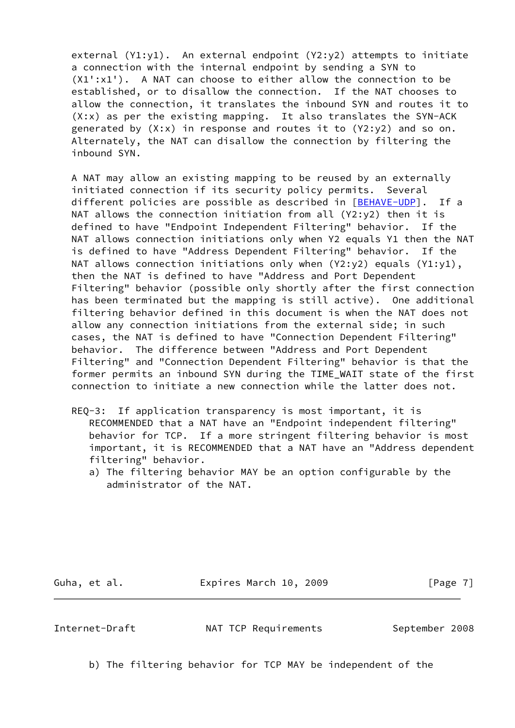external (Y1:y1). An external endpoint (Y2:y2) attempts to initiate a connection with the internal endpoint by sending a SYN to (X1':x1'). A NAT can choose to either allow the connection to be established, or to disallow the connection. If the NAT chooses to allow the connection, it translates the inbound SYN and routes it to (X:x) as per the existing mapping. It also translates the SYN-ACK generated by (X:x) in response and routes it to (Y2:y2) and so on. Alternately, the NAT can disallow the connection by filtering the inbound SYN.

A NAT may allow an existing mapping to be reused by an externally initiated connection if its security policy permits. Several different policies are possible as described in [BEHAVE-UDP]. If a NAT allows the connection initiation from all (Y2:y2) then it is defined to have "Endpoint Independent Filtering" behavior. If the NAT allows connection initiations only when Y2 equals Y1 then the NAT is defined to have "Address Dependent Filtering" behavior. If the NAT allows connection initiations only when (Y2:y2) equals (Y1:y1), then the NAT is defined to have "Address and Port Dependent Filtering" behavior (possible only shortly after the first connection has been terminated but the mapping is still active). One additional filtering behavior defined in this document is when the NAT does not allow any connection initiations from the external side; in such cases, the NAT is defined to have "Connection Dependent Filtering" behavior. The difference between "Address and Port Dependent Filtering" and "Connection Dependent Filtering" behavior is that the former permits an inbound SYN during the TIME_WAIT state of the first connection to initiate a new connection while the latter does not.

REQ-3: If application transparency is most important, it is RECOMMENDED that a NAT have an "Endpoint independent filtering" behavior for TCP. If a more stringent filtering behavior is most important, it is RECOMMENDED that a NAT have an "Address dependent filtering" behavior.

a) The filtering behavior MAY be an option configurable by the administrator of the NAT.

b) The filtering behavior for TCP MAY be independent of the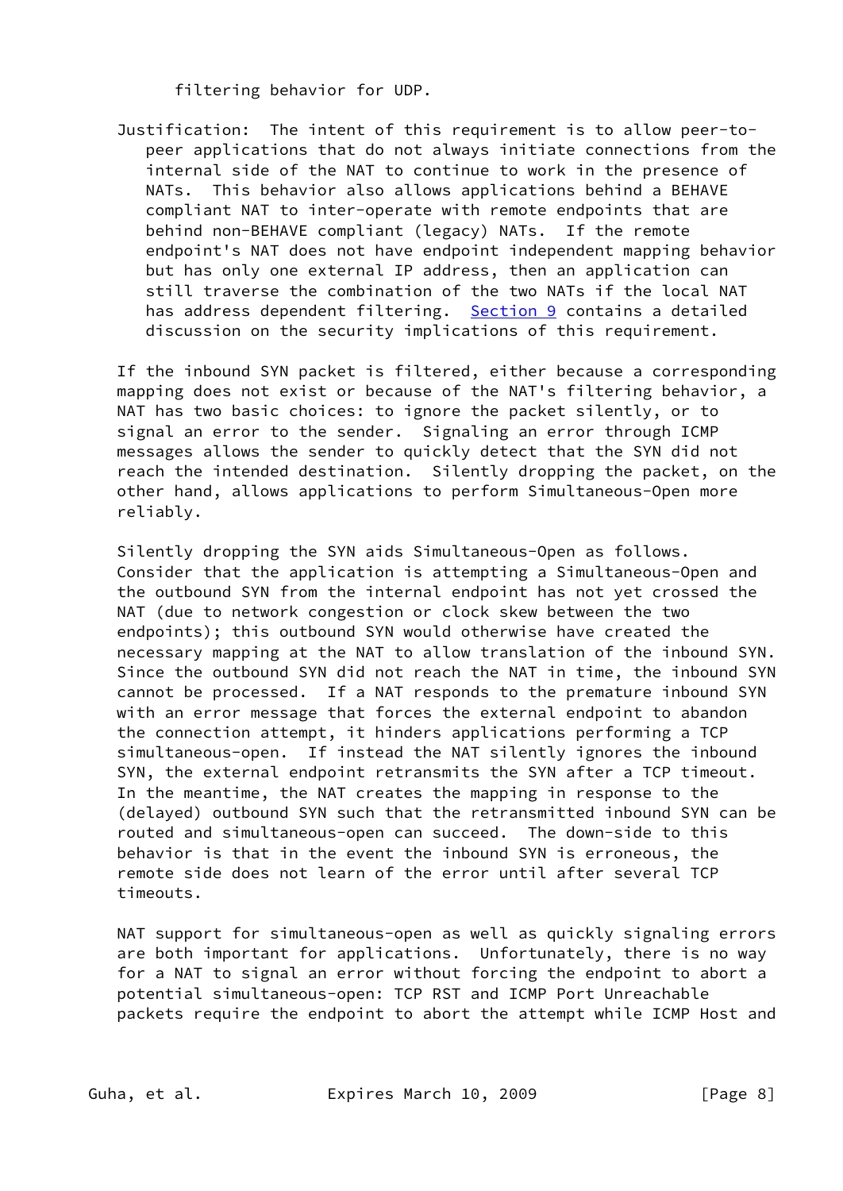filtering behavior for UDP.

Justification: The intent of this requirement is to allow peer-to-peer applications that do not always initiate connections from the internal side of the NAT to continue to work in the presence of NATs. This behavior also allows applications behind a BEHAVE compliant NAT to inter-operate with remote endpoints that are behind non-BEHAVE compliant (legacy) NATs. If the remote endpoint's NAT does not have endpoint independent mapping behavior but has only one external IP address, then an application can still traverse the combination of the two NATs if the local NAT has address dependent filtering. Section 9 contains a detailed discussion on the security implications of this requirement.

If the inbound SYN packet is filtered, either because a corresponding mapping does not exist or because of the NAT's filtering behavior, a NAT has two basic choices: to ignore the packet silently, or to signal an error to the sender. Signaling an error through ICMP messages allows the sender to quickly detect that the SYN did not reach the intended destination. Silently dropping the packet, on the other hand, allows applications to perform Simultaneous-Open more reliably.

Silently dropping the SYN aids Simultaneous-Open as follows. Consider that the application is attempting a Simultaneous-Open and the outbound SYN from the internal endpoint has not yet crossed the NAT (due to network congestion or clock skew between the two endpoints); this outbound SYN would otherwise have created the necessary mapping at the NAT to allow translation of the inbound SYN. Since the outbound SYN did not reach the NAT in time, the inbound SYN cannot be processed. If a NAT responds to the premature inbound SYN with an error message that forces the external endpoint to abandon the connection attempt, it hinders applications performing a TCP simultaneous-open. If instead the NAT silently ignores the inbound SYN, the external endpoint retransmits the SYN after a TCP timeout. In the meantime, the NAT creates the mapping in response to the (delayed) outbound SYN such that the retransmitted inbound SYN can be routed and simultaneous-open can succeed. The down-side to this behavior is that in the event the inbound SYN is erroneous, the remote side does not learn of the error until after several TCP timeouts.

NAT support for simultaneous-open as well as quickly signaling errors are both important for applications. Unfortunately, there is no way for a NAT to signal an error without forcing the endpoint to abort a potential simultaneous-open: TCP RST and ICMP Port Unreachable packets require the endpoint to abort the attempt while ICMP Host and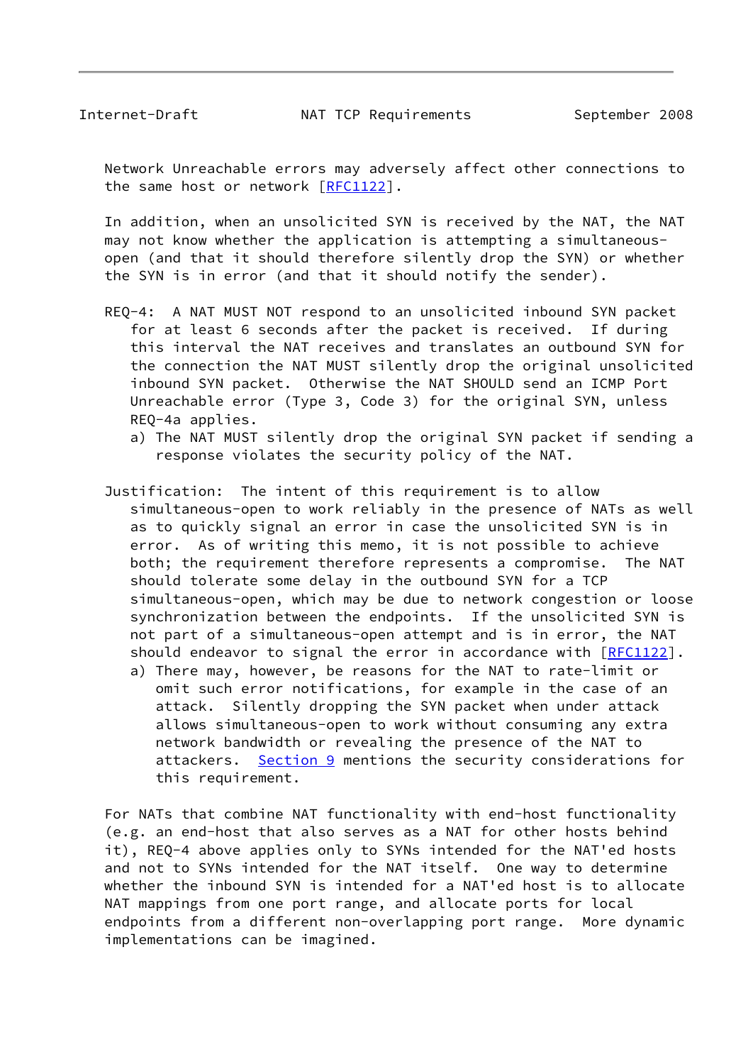Network Unreachable errors may adversely affect other connections to the same host or network [RFC1122].

In addition, when an unsolicited SYN is received by the NAT, the NAT may not know whether the application is attempting a simultaneous-open (and that it should therefore silently drop the SYN) or whether the SYN is in error (and that it should notify the sender).

REQ-4: A NAT MUST NOT respond to an unsolicited inbound SYN packet for at least 6 seconds after the packet is received. If during this interval the NAT receives and translates an outbound SYN for the connection the NAT MUST silently drop the original unsolicited inbound SYN packet. Otherwise the NAT SHOULD send an ICMP Port Unreachable error (Type 3, Code 3) for the original SYN, unless REQ-4a applies.

a) The NAT MUST silently drop the original SYN packet if sending a response violates the security policy of the NAT.

Justification: The intent of this requirement is to allow simultaneous-open to work reliably in the presence of NATs as well as to quickly signal an error in case the unsolicited SYN is in error. As of writing this memo, it is not possible to achieve both; the requirement therefore represents a compromise. The NAT should tolerate some delay in the outbound SYN for a TCP simultaneous-open, which may be due to network congestion or loose synchronization between the endpoints. If the unsolicited SYN is not part of a simultaneous-open attempt and is in error, the NAT should endeavor to signal the error in accordance with [RFC1122].

a) There may, however, be reasons for the NAT to rate-limit or omit such error notifications, for example in the case of an attack. Silently dropping the SYN packet when under attack allows simultaneous-open to work without consuming any extra network bandwidth or revealing the presence of the NAT to attackers. Section 9 mentions the security considerations for this requirement.

For NATs that combine NAT functionality with end-host functionality (e.g. an end-host that also serves as a NAT for other hosts behind it), REQ-4 above applies only to SYNs intended for the NAT'ed hosts and not to SYNs intended for the NAT itself. One way to determine whether the inbound SYN is intended for a NAT'ed host is to allocate NAT mappings from one port range, and allocate ports for local endpoints from a different non-overlapping port range. More dynamic implementations can be imagined.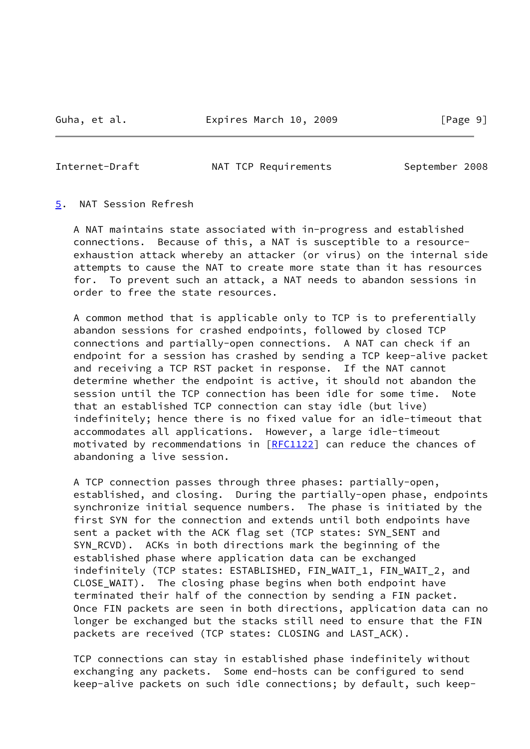## 5. NAT Session Refresh

A NAT maintains state associated with in-progress and established connections. Because of this, a NAT is susceptible to a resource-exhaustion attack whereby an attacker (or virus) on the internal side attempts to cause the NAT to create more state than it has resources for. To prevent such an attack, a NAT needs to abandon sessions in order to free the state resources.

A common method that is applicable only to TCP is to preferentially abandon sessions for crashed endpoints, followed by closed TCP connections and partially-open connections. A NAT can check if an endpoint for a session has crashed by sending a TCP keep-alive packet and receiving a TCP RST packet in response. If the NAT cannot determine whether the endpoint is active, it should not abandon the session until the TCP connection has been idle for some time. Note that an established TCP connection can stay idle (but live) indefinitely; hence there is no fixed value for an idle-timeout that accommodates all applications. However, a large idle-timeout motivated by recommendations in [RFC1122] can reduce the chances of abandoning a live session.

A TCP connection passes through three phases: partially-open, established, and closing. During the partially-open phase, endpoints synchronize initial sequence numbers. The phase is initiated by the first SYN for the connection and extends until both endpoints have sent a packet with the ACK flag set (TCP states: SYN_SENT and SYN_RCVD). ACKs in both directions mark the beginning of the established phase where application data can be exchanged indefinitely (TCP states: ESTABLISHED, FIN_WAIT_1, FIN_WAIT_2, and CLOSE_WAIT). The closing phase begins when both endpoint have terminated their half of the connection by sending a FIN packet. Once FIN packets are seen in both directions, application data can no longer be exchanged but the stacks still need to ensure that the FIN packets are received (TCP states: CLOSING and LAST_ACK).

TCP connections can stay in established phase indefinitely without exchanging any packets. Some end-hosts can be configured to send keep-alive packets on such idle connections; by default, such keep-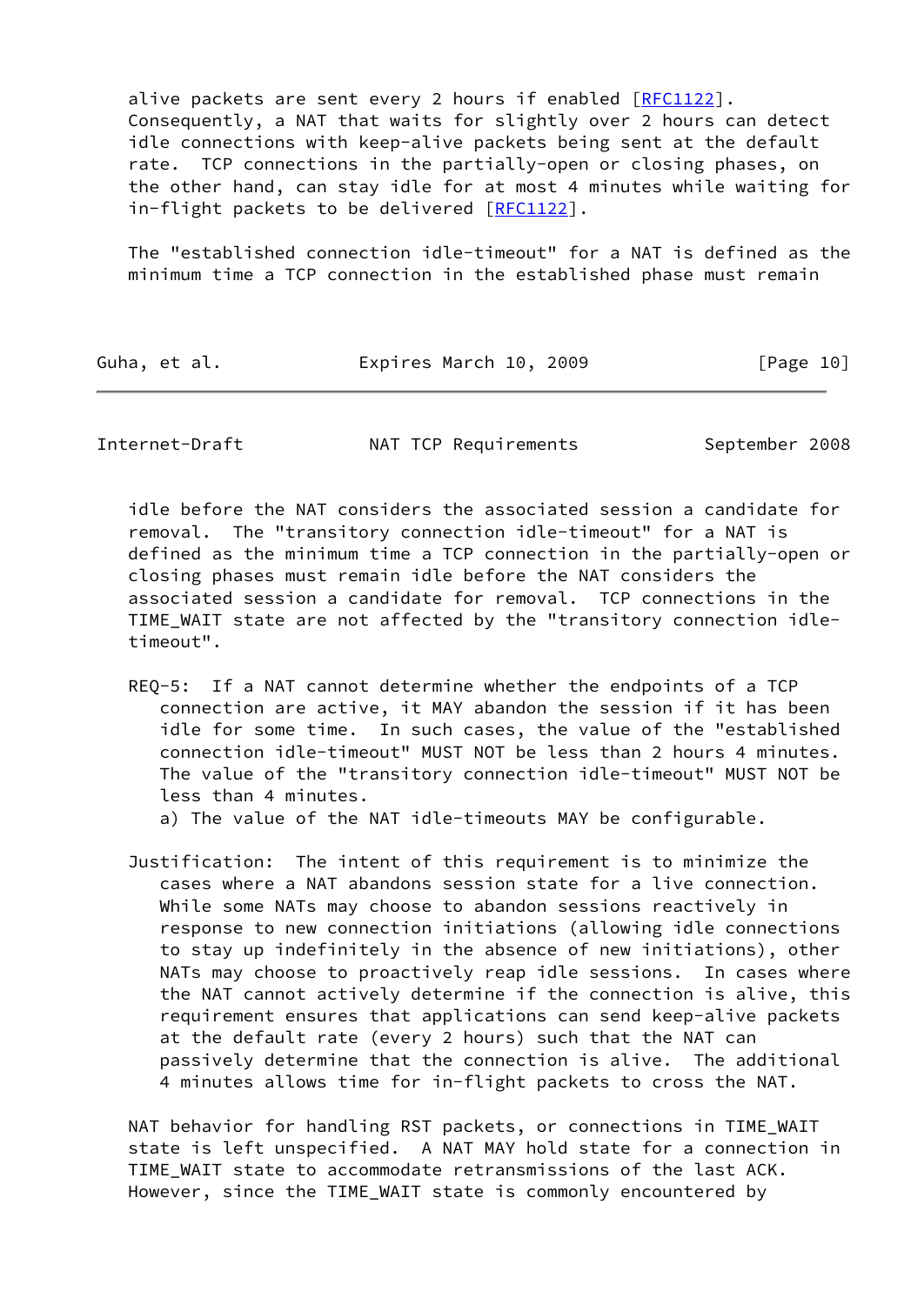alive packets are sent every 2 hours if enabled [RFC1122]. Consequently, a NAT that waits for slightly over 2 hours can detect idle connections with keep-alive packets being sent at the default rate. TCP connections in the partially-open or closing phases, on the other hand, can stay idle for at most 4 minutes while waiting for in-flight packets to be delivered [RFC1122].

The "established connection idle-timeout" for a NAT is defined as the minimum time a TCP connection in the established phase must remain idle before the NAT considers the associated session a candidate for removal. The "transitory connection idle-timeout" for a NAT is defined as the minimum time a TCP connection in the partially-open or closing phases must remain idle before the NAT considers the associated session a candidate for removal. TCP connections in the TIME_WAIT state are not affected by the "transitory connection idle-timeout".

REQ-5: If a NAT cannot determine whether the endpoints of a TCP connection are active, it MAY abandon the session if it has been idle for some time. In such cases, the value of the "established connection idle-timeout" MUST NOT be less than 2 hours 4 minutes. The value of the "transitory connection idle-timeout" MUST NOT be less than 4 minutes.
  a) The value of the NAT idle-timeouts MAY be configurable.

Justification: The intent of this requirement is to minimize the cases where a NAT abandons session state for a live connection. While some NATs may choose to abandon sessions reactively in response to new connection initiations (allowing idle connections to stay up indefinitely in the absence of new initiations), other NATs may choose to proactively reap idle sessions. In cases where the NAT cannot actively determine if the connection is alive, this requirement ensures that applications can send keep-alive packets at the default rate (every 2 hours) such that the NAT can passively determine that the connection is alive. The additional 4 minutes allows time for in-flight packets to cross the NAT.

NAT behavior for handling RST packets, or connections in TIME_WAIT state is left unspecified. A NAT MAY hold state for a connection in TIME_WAIT state to accommodate retransmissions of the last ACK. However, since the TIME_WAIT state is commonly encountered by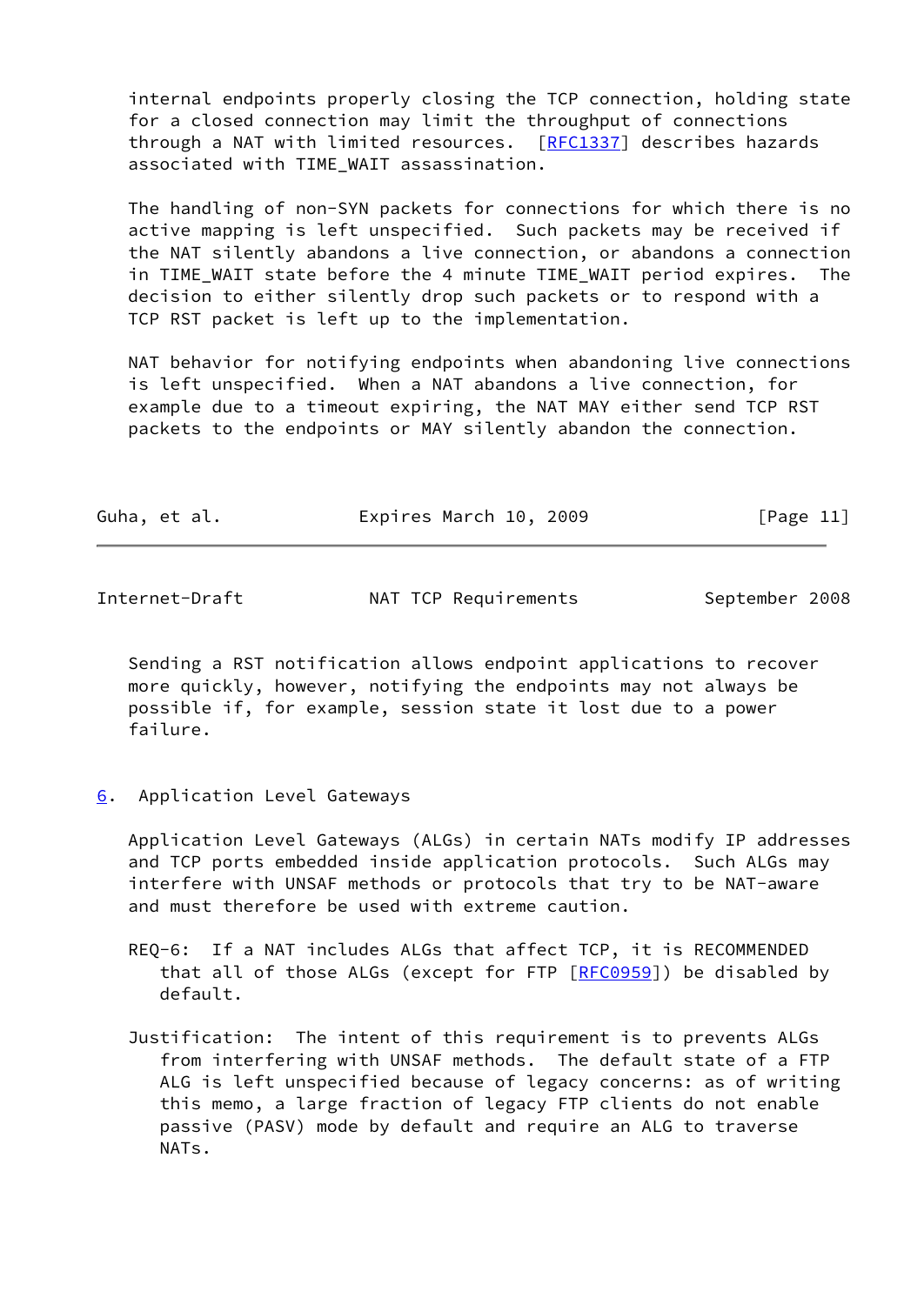internal endpoints properly closing the TCP connection, holding state for a closed connection may limit the throughput of connections through a NAT with limited resources. [RFC1337] describes hazards associated with TIME_WAIT assassination.

The handling of non-SYN packets for connections for which there is no active mapping is left unspecified. Such packets may be received if the NAT silently abandons a live connection, or abandons a connection in TIME_WAIT state before the 4 minute TIME_WAIT period expires. The decision to either silently drop such packets or to respond with a TCP RST packet is left up to the implementation.

NAT behavior for notifying endpoints when abandoning live connections is left unspecified. When a NAT abandons a live connection, for example due to a timeout expiring, the NAT MAY either send TCP RST packets to the endpoints or MAY silently abandon the connection.

Sending a RST notification allows endpoint applications to recover more quickly, however, notifying the endpoints may not always be possible if, for example, session state it lost due to a power failure.

## 6. Application Level Gateways

Application Level Gateways (ALGs) in certain NATs modify IP addresses and TCP ports embedded inside application protocols. Such ALGs may interfere with UNSAF methods or protocols that try to be NAT-aware and must therefore be used with extreme caution.

REQ-6: If a NAT includes ALGs that affect TCP, it is RECOMMENDED that all of those ALGs (except for FTP [RFC0959]) be disabled by default.

Justification: The intent of this requirement is to prevents ALGs from interfering with UNSAF methods. The default state of a FTP ALG is left unspecified because of legacy concerns: as of writing this memo, a large fraction of legacy FTP clients do not enable passive (PASV) mode by default and require an ALG to traverse NATs.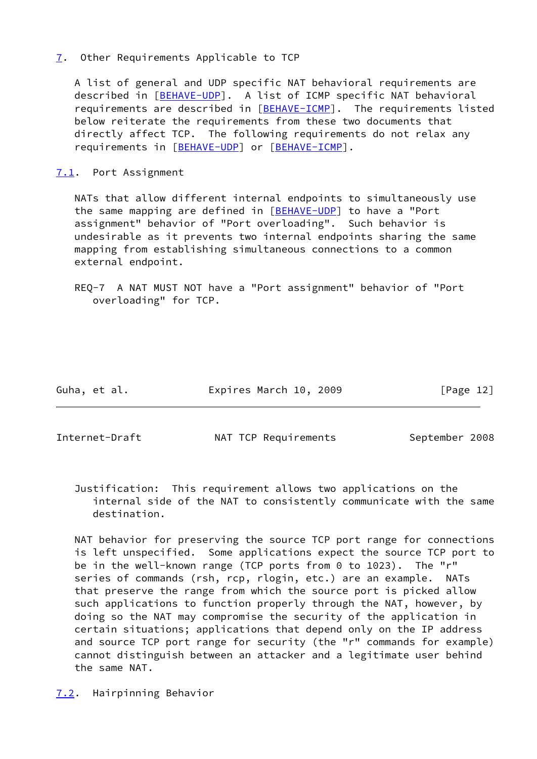## 7. Other Requirements Applicable to TCP

A list of general and UDP specific NAT behavioral requirements are described in [BEHAVE-UDP]. A list of ICMP specific NAT behavioral requirements are described in [BEHAVE-ICMP]. The requirements listed below reiterate the requirements from these two documents that directly affect TCP. The following requirements do not relax any requirements in [BEHAVE-UDP] or [BEHAVE-ICMP].

### 7.1. Port Assignment

NATs that allow different internal endpoints to simultaneously use the same mapping are defined in [BEHAVE-UDP] to have a "Port assignment" behavior of "Port overloading". Such behavior is undesirable as it prevents two internal endpoints sharing the same mapping from establishing simultaneous connections to a common external endpoint.

REQ-7 A NAT MUST NOT have a "Port assignment" behavior of "Port overloading" for TCP.

Justification: This requirement allows two applications on the internal side of the NAT to consistently communicate with the same destination.

NAT behavior for preserving the source TCP port range for connections is left unspecified. Some applications expect the source TCP port to be in the well-known range (TCP ports from 0 to 1023). The "r" series of commands (rsh, rcp, rlogin, etc.) are an example. NATs that preserve the range from which the source port is picked allow such applications to function properly through the NAT, however, by doing so the NAT may compromise the security of the application in certain situations; applications that depend only on the IP address and source TCP port range for security (the "r" commands for example) cannot distinguish between an attacker and a legitimate user behind the same NAT.

### 7.2. Hairpinning Behavior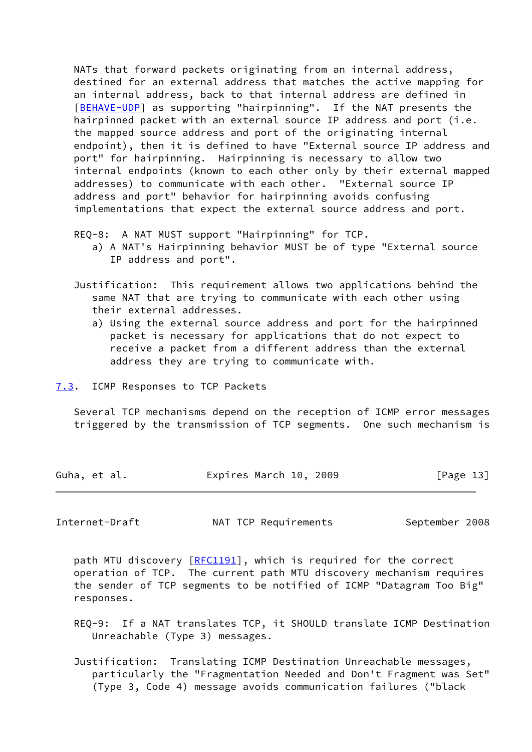NATs that forward packets originating from an internal address, destined for an external address that matches the active mapping for an internal address, back to that internal address are defined in [BEHAVE-UDP] as supporting "hairpinning". If the NAT presents the hairpinned packet with an external source IP address and port (i.e. the mapped source address and port of the originating internal endpoint), then it is defined to have "External source IP address and port" for hairpinning. Hairpinning is necessary to allow two internal endpoints (known to each other only by their external mapped addresses) to communicate with each other. "External source IP address and port" behavior for hairpinning avoids confusing implementations that expect the external source address and port.

REQ-8: A NAT MUST support "Hairpinning" for TCP.
   a) A NAT's Hairpinning behavior MUST be of type "External source IP address and port".

Justification: This requirement allows two applications behind the same NAT that are trying to communicate with each other using their external addresses.
   a) Using the external source address and port for the hairpinned packet is necessary for applications that do not expect to receive a packet from a different address than the external address they are trying to communicate with.

## 7.3. ICMP Responses to TCP Packets

Several TCP mechanisms depend on the reception of ICMP error messages triggered by the transmission of TCP segments. One such mechanism is path MTU discovery [RFC1191], which is required for the correct operation of TCP. The current path MTU discovery mechanism requires the sender of TCP segments to be notified of ICMP "Datagram Too Big" responses.

REQ-9: If a NAT translates TCP, it SHOULD translate ICMP Destination Unreachable (Type 3) messages.

Justification: Translating ICMP Destination Unreachable messages, particularly the "Fragmentation Needed and Don't Fragment was Set" (Type 3, Code 4) message avoids communication failures ("black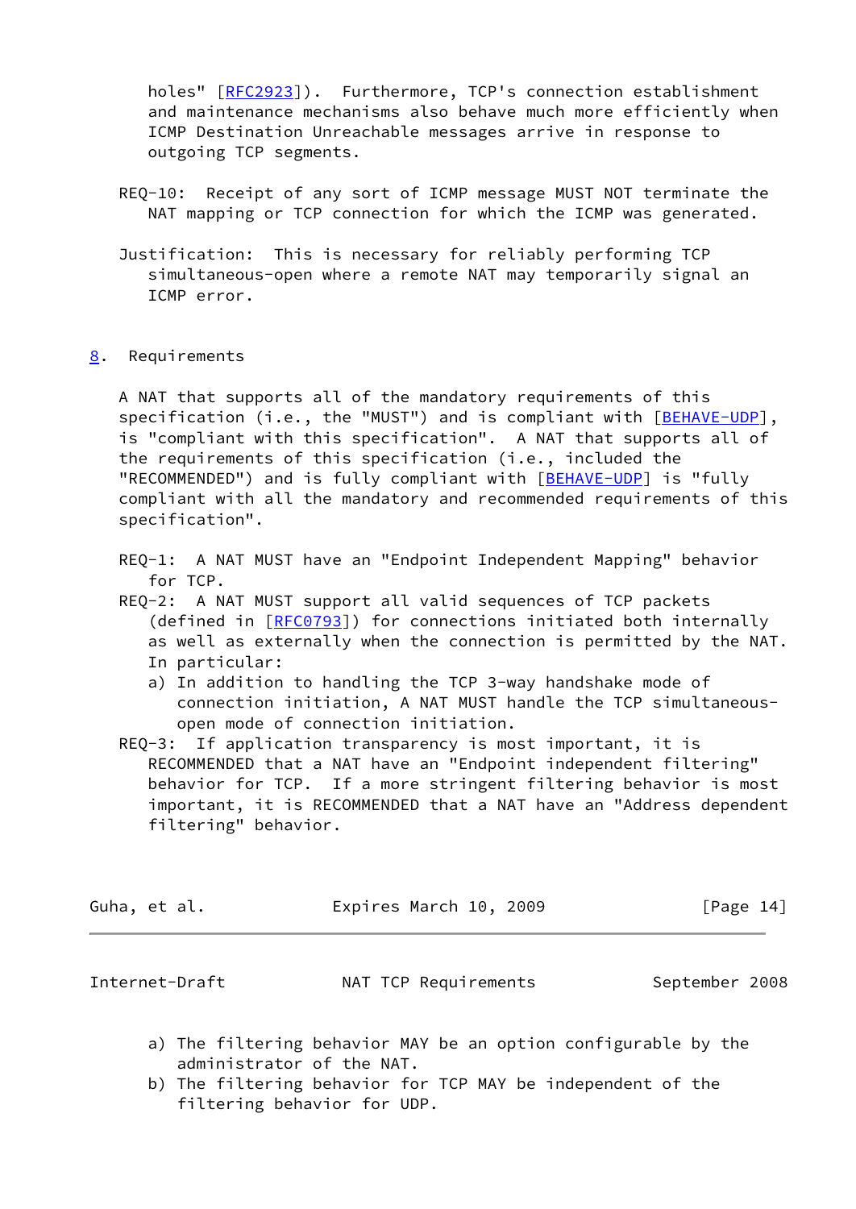holes" [RFC2923]). Furthermore, TCP's connection establishment and maintenance mechanisms also behave much more efficiently when ICMP Destination Unreachable messages arrive in response to outgoing TCP segments.

REQ-10: Receipt of any sort of ICMP message MUST NOT terminate the NAT mapping or TCP connection for which the ICMP was generated.

Justification: This is necessary for reliably performing TCP simultaneous-open where a remote NAT may temporarily signal an ICMP error.

## 8. Requirements

A NAT that supports all of the mandatory requirements of this specification (i.e., the "MUST") and is compliant with [BEHAVE-UDP], is "compliant with this specification". A NAT that supports all of the requirements of this specification (i.e., included the "RECOMMENDED") and is fully compliant with [BEHAVE-UDP] is "fully compliant with all the mandatory and recommended requirements of this specification".

REQ-1: A NAT MUST have an "Endpoint Independent Mapping" behavior for TCP.

REQ-2: A NAT MUST support all valid sequences of TCP packets (defined in [RFC0793]) for connections initiated both internally as well as externally when the connection is permitted by the NAT. In particular:

a) In addition to handling the TCP 3-way handshake mode of connection initiation, A NAT MUST handle the TCP simultaneous-open mode of connection initiation.

REQ-3: If application transparency is most important, it is RECOMMENDED that a NAT have an "Endpoint independent filtering" behavior for TCP. If a more stringent filtering behavior is most important, it is RECOMMENDED that a NAT have an "Address dependent filtering" behavior.

a) The filtering behavior MAY be an option configurable by the administrator of the NAT.

b) The filtering behavior for TCP MAY be independent of the filtering behavior for UDP.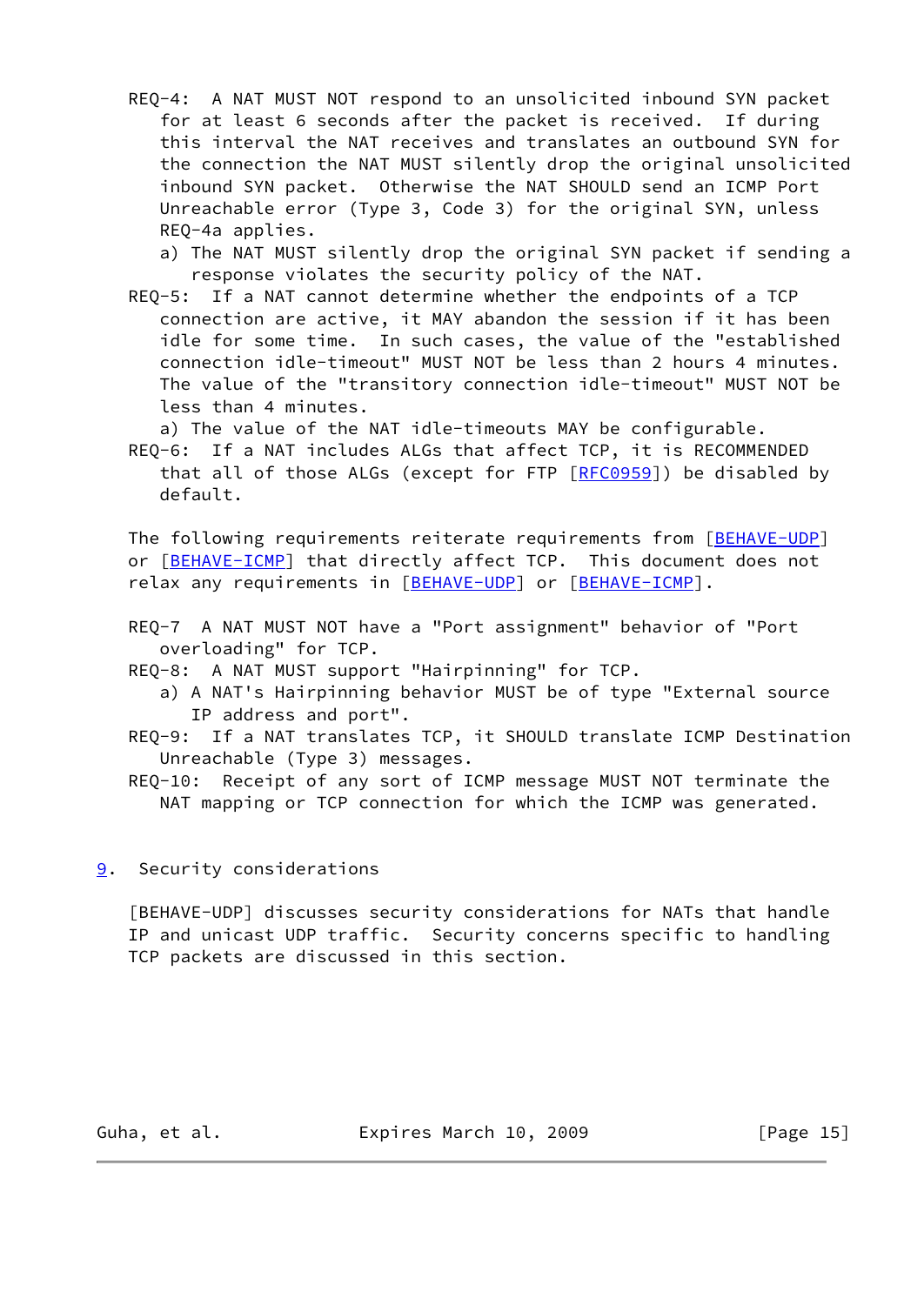- REQ-4: A NAT MUST NOT respond to an unsolicited inbound SYN packet for at least 6 seconds after the packet is received. If during this interval the NAT receives and translates an outbound SYN for the connection the NAT MUST silently drop the original unsolicited inbound SYN packet. Otherwise the NAT SHOULD send an ICMP Port Unreachable error (Type 3, Code 3) for the original SYN, unless REQ-4a applies.
  - a) The NAT MUST silently drop the original SYN packet if sending a response violates the security policy of the NAT.
- REQ-5: If a NAT cannot determine whether the endpoints of a TCP connection are active, it MAY abandon the session if it has been idle for some time. In such cases, the value of the "established connection idle-timeout" MUST NOT be less than 2 hours 4 minutes. The value of the "transitory connection idle-timeout" MUST NOT be less than 4 minutes.
  - a) The value of the NAT idle-timeouts MAY be configurable.
- REQ-6: If a NAT includes ALGs that affect TCP, it is RECOMMENDED that all of those ALGs (except for FTP [RFC0959]) be disabled by default.

The following requirements reiterate requirements from [BEHAVE-UDP] or [BEHAVE-ICMP] that directly affect TCP. This document does not relax any requirements in [BEHAVE-UDP] or [BEHAVE-ICMP].

- REQ-7 A NAT MUST NOT have a "Port assignment" behavior of "Port overloading" for TCP.
- REQ-8: A NAT MUST support "Hairpinning" for TCP.
  - a) A NAT's Hairpinning behavior MUST be of type "External source IP address and port".
- REQ-9: If a NAT translates TCP, it SHOULD translate ICMP Destination Unreachable (Type 3) messages.
- REQ-10: Receipt of any sort of ICMP message MUST NOT terminate the NAT mapping or TCP connection for which the ICMP was generated.

## 9. Security considerations

[BEHAVE-UDP] discusses security considerations for NATs that handle IP and unicast UDP traffic. Security concerns specific to handling TCP packets are discussed in this section.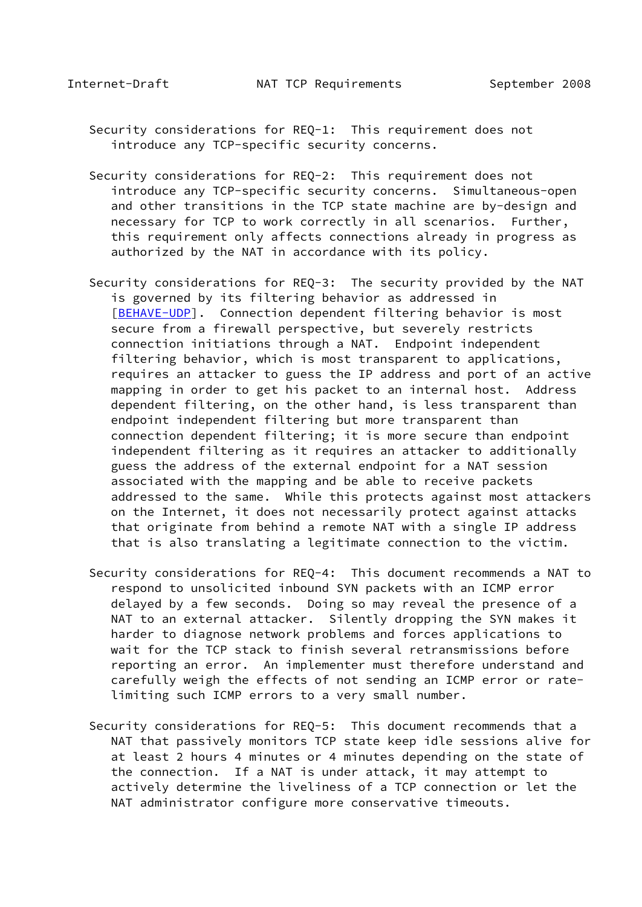Security considerations for REQ-1: This requirement does not introduce any TCP-specific security concerns.

Security considerations for REQ-2: This requirement does not introduce any TCP-specific security concerns. Simultaneous-open and other transitions in the TCP state machine are by-design and necessary for TCP to work correctly in all scenarios. Further, this requirement only affects connections already in progress as authorized by the NAT in accordance with its policy.

Security considerations for REQ-3: The security provided by the NAT is governed by its filtering behavior as addressed in [BEHAVE-UDP]. Connection dependent filtering behavior is most secure from a firewall perspective, but severely restricts connection initiations through a NAT. Endpoint independent filtering behavior, which is most transparent to applications, requires an attacker to guess the IP address and port of an active mapping in order to get his packet to an internal host. Address dependent filtering, on the other hand, is less transparent than endpoint independent filtering but more transparent than connection dependent filtering; it is more secure than endpoint independent filtering as it requires an attacker to additionally guess the address of the external endpoint for a NAT session associated with the mapping and be able to receive packets addressed to the same. While this protects against most attackers on the Internet, it does not necessarily protect against attacks that originate from behind a remote NAT with a single IP address that is also translating a legitimate connection to the victim.

Security considerations for REQ-4: This document recommends a NAT to respond to unsolicited inbound SYN packets with an ICMP error delayed by a few seconds. Doing so may reveal the presence of a NAT to an external attacker. Silently dropping the SYN makes it harder to diagnose network problems and forces applications to wait for the TCP stack to finish several retransmissions before reporting an error. An implementer must therefore understand and carefully weigh the effects of not sending an ICMP error or rate-limiting such ICMP errors to a very small number.

Security considerations for REQ-5: This document recommends that a NAT that passively monitors TCP state keep idle sessions alive for at least 2 hours 4 minutes or 4 minutes depending on the state of the connection. If a NAT is under attack, it may attempt to actively determine the liveliness of a TCP connection or let the NAT administrator configure more conservative timeouts.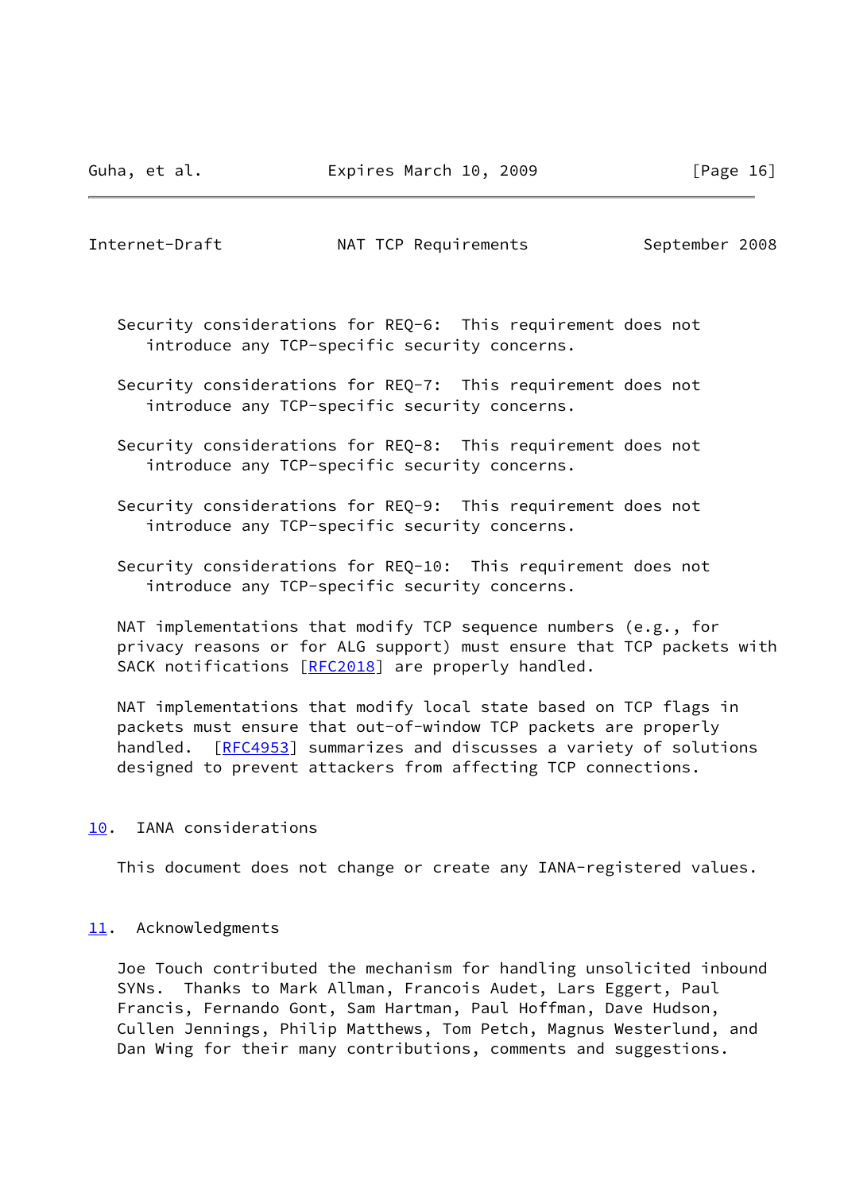Security considerations for REQ-6: This requirement does not introduce any TCP-specific security concerns.

Security considerations for REQ-7: This requirement does not introduce any TCP-specific security concerns.

Security considerations for REQ-8: This requirement does not introduce any TCP-specific security concerns.

Security considerations for REQ-9: This requirement does not introduce any TCP-specific security concerns.

Security considerations for REQ-10: This requirement does not introduce any TCP-specific security concerns.

NAT implementations that modify TCP sequence numbers (e.g., for privacy reasons or for ALG support) must ensure that TCP packets with SACK notifications [RFC2018] are properly handled.

NAT implementations that modify local state based on TCP flags in packets must ensure that out-of-window TCP packets are properly handled. [RFC4953] summarizes and discusses a variety of solutions designed to prevent attackers from affecting TCP connections.

## 10. IANA considerations

This document does not change or create any IANA-registered values.

## 11. Acknowledgments

Joe Touch contributed the mechanism for handling unsolicited inbound SYNs. Thanks to Mark Allman, Francois Audet, Lars Eggert, Paul Francis, Fernando Gont, Sam Hartman, Paul Hoffman, Dave Hudson, Cullen Jennings, Philip Matthews, Tom Petch, Magnus Westerlund, and Dan Wing for their many contributions, comments and suggestions.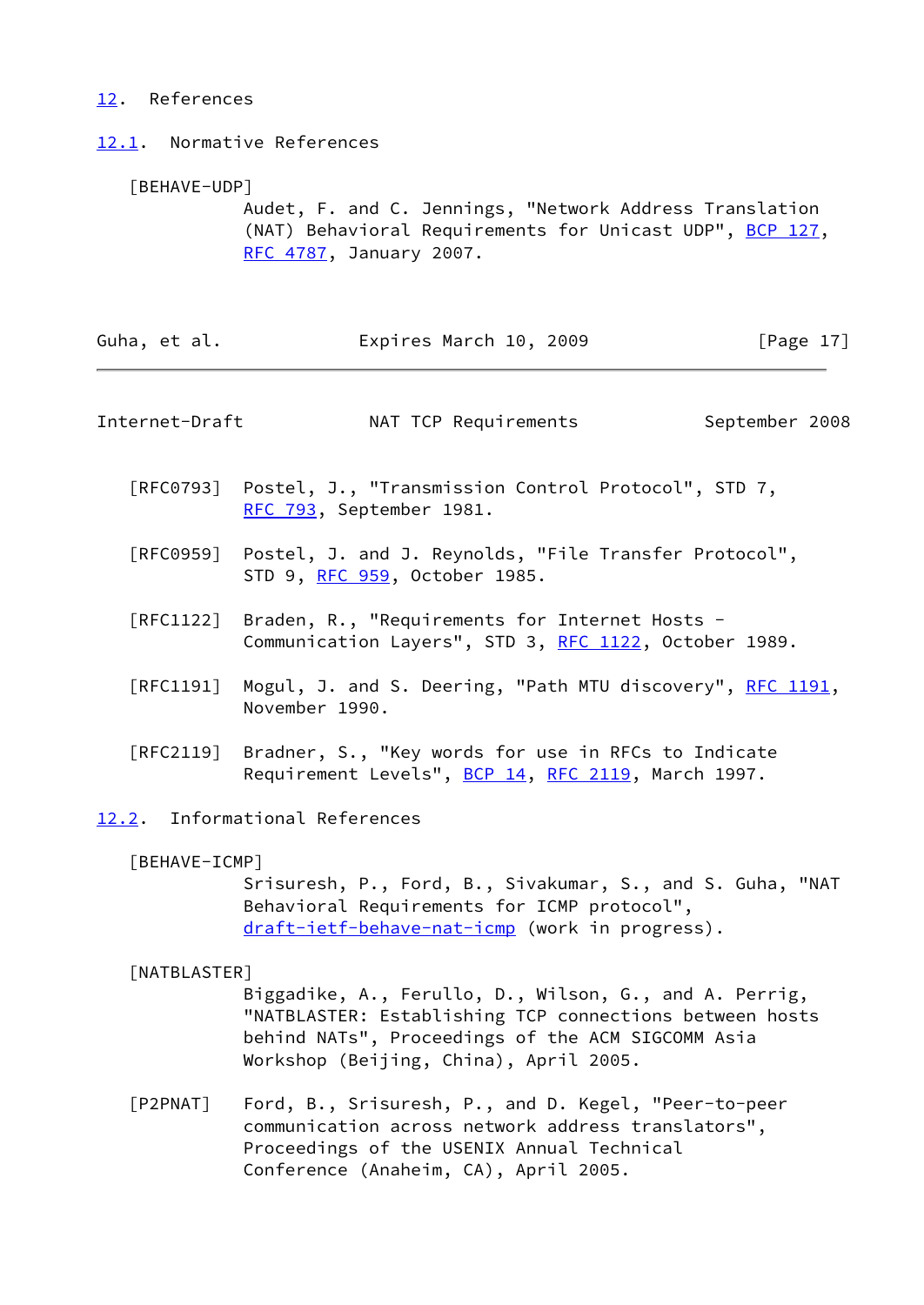## 12. References

### 12.1. Normative References

[BEHAVE-UDP]
Audet, F. and C. Jennings, "Network Address Translation (NAT) Behavioral Requirements for Unicast UDP", BCP 127, RFC 4787, January 2007.

[RFC0793] Postel, J., "Transmission Control Protocol", STD 7, RFC 793, September 1981.

[RFC0959] Postel, J. and J. Reynolds, "File Transfer Protocol", STD 9, RFC 959, October 1985.

[RFC1122] Braden, R., "Requirements for Internet Hosts - Communication Layers", STD 3, RFC 1122, October 1989.

[RFC1191] Mogul, J. and S. Deering, "Path MTU discovery", RFC 1191, November 1990.

[RFC2119] Bradner, S., "Key words for use in RFCs to Indicate Requirement Levels", BCP 14, RFC 2119, March 1997.

### 12.2. Informational References

[BEHAVE-ICMP]
Srisuresh, P., Ford, B., Sivakumar, S., and S. Guha, "NAT Behavioral Requirements for ICMP protocol", draft-ietf-behave-nat-icmp (work in progress).

[NATBLASTER]
Biggadike, A., Ferullo, D., Wilson, G., and A. Perrig, "NATBLASTER: Establishing TCP connections between hosts behind NATs", Proceedings of the ACM SIGCOMM Asia Workshop (Beijing, China), April 2005.

[P2PNAT] Ford, B., Srisuresh, P., and D. Kegel, "Peer-to-peer communication across network address translators", Proceedings of the USENIX Annual Technical Conference (Anaheim, CA), April 2005.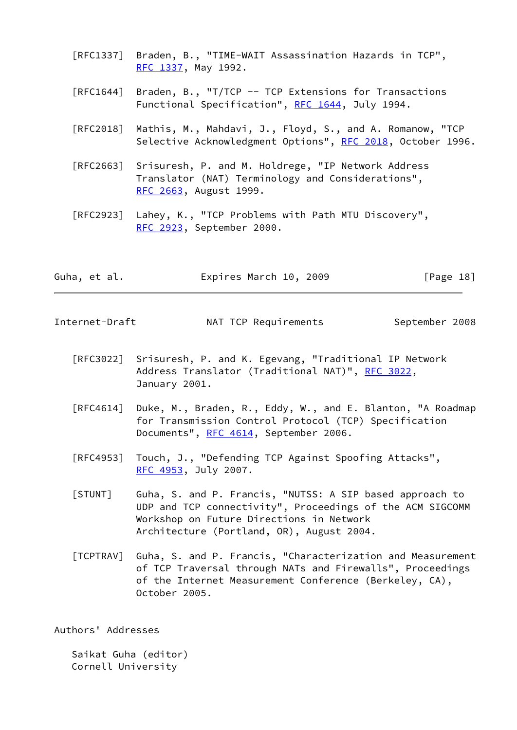[RFC1337] Braden, B., "TIME-WAIT Assassination Hazards in TCP", RFC 1337, May 1992.

[RFC1644] Braden, B., "T/TCP -- TCP Extensions for Transactions Functional Specification", RFC 1644, July 1994.

[RFC2018] Mathis, M., Mahdavi, J., Floyd, S., and A. Romanow, "TCP Selective Acknowledgment Options", RFC 2018, October 1996.

[RFC2663] Srisuresh, P. and M. Holdrege, "IP Network Address Translator (NAT) Terminology and Considerations", RFC 2663, August 1999.

[RFC2923] Lahey, K., "TCP Problems with Path MTU Discovery", RFC 2923, September 2000.

[RFC3022] Srisuresh, P. and K. Egevang, "Traditional IP Network Address Translator (Traditional NAT)", RFC 3022, January 2001.

[RFC4614] Duke, M., Braden, R., Eddy, W., and E. Blanton, "A Roadmap for Transmission Control Protocol (TCP) Specification Documents", RFC 4614, September 2006.

[RFC4953] Touch, J., "Defending TCP Against Spoofing Attacks", RFC 4953, July 2007.

[STUNT] Guha, S. and P. Francis, "NUTSS: A SIP based approach to UDP and TCP connectivity", Proceedings of the ACM SIGCOMM Workshop on Future Directions in Network Architecture (Portland, OR), August 2004.

[TCPTRAV] Guha, S. and P. Francis, "Characterization and Measurement of TCP Traversal through NATs and Firewalls", Proceedings of the Internet Measurement Conference (Berkeley, CA), October 2005.

## Authors' Addresses

Saikat Guha (editor)
Cornell University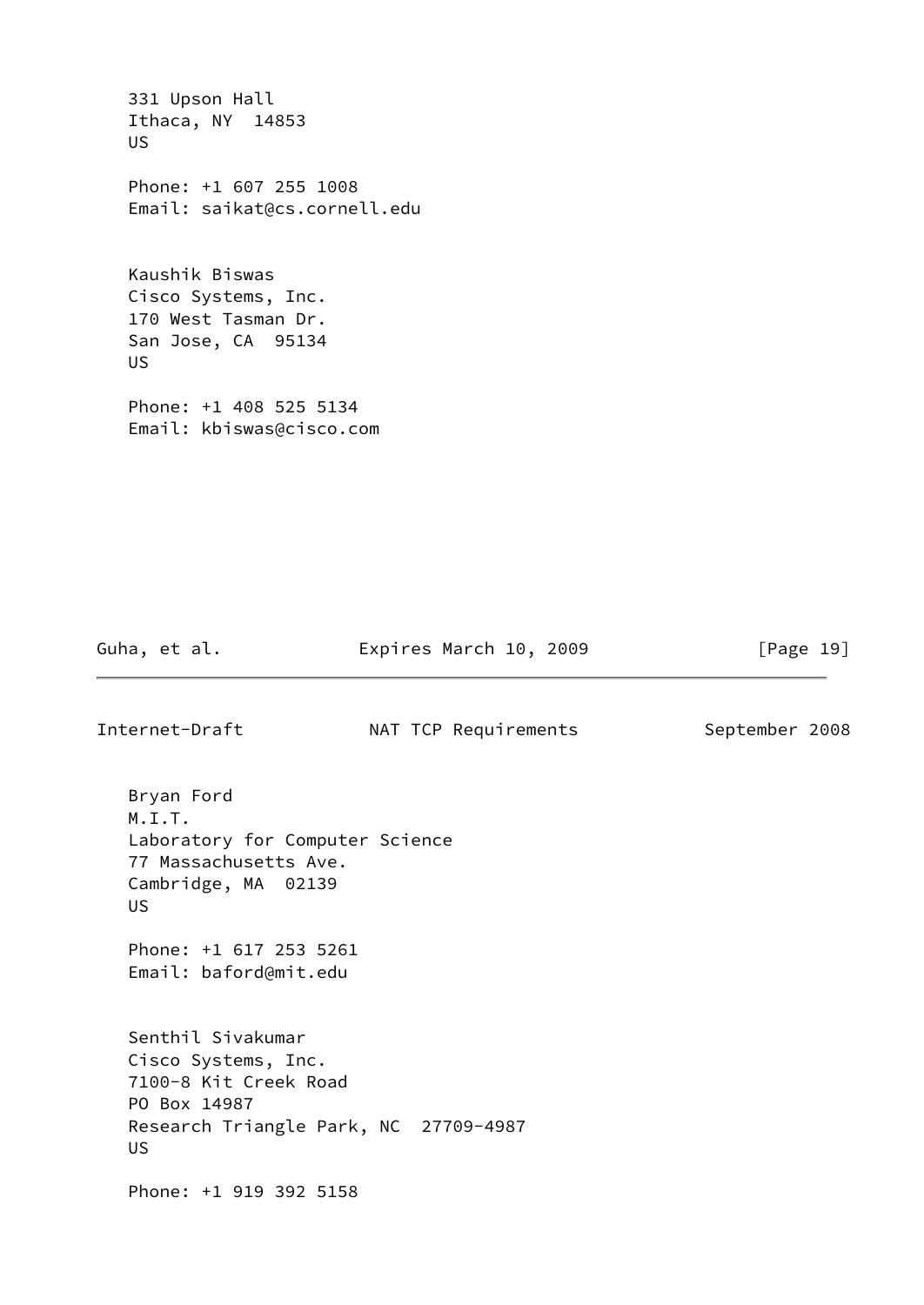331 Upson Hall
Ithaca, NY  14853
US

Phone: +1 607 255 1008
Email: saikat@cs.cornell.edu

Kaushik Biswas
Cisco Systems, Inc.
170 West Tasman Dr.
San Jose, CA  95134
US

Phone: +1 408 525 5134
Email: kbiswas@cisco.com

Bryan Ford
M.I.T.
Laboratory for Computer Science
77 Massachusetts Ave.
Cambridge, MA  02139
US

Phone: +1 617 253 5261
Email: baford@mit.edu

Senthil Sivakumar
Cisco Systems, Inc.
7100-8 Kit Creek Road
PO Box 14987
Research Triangle Park, NC  27709-4987
US

Phone: +1 919 392 5158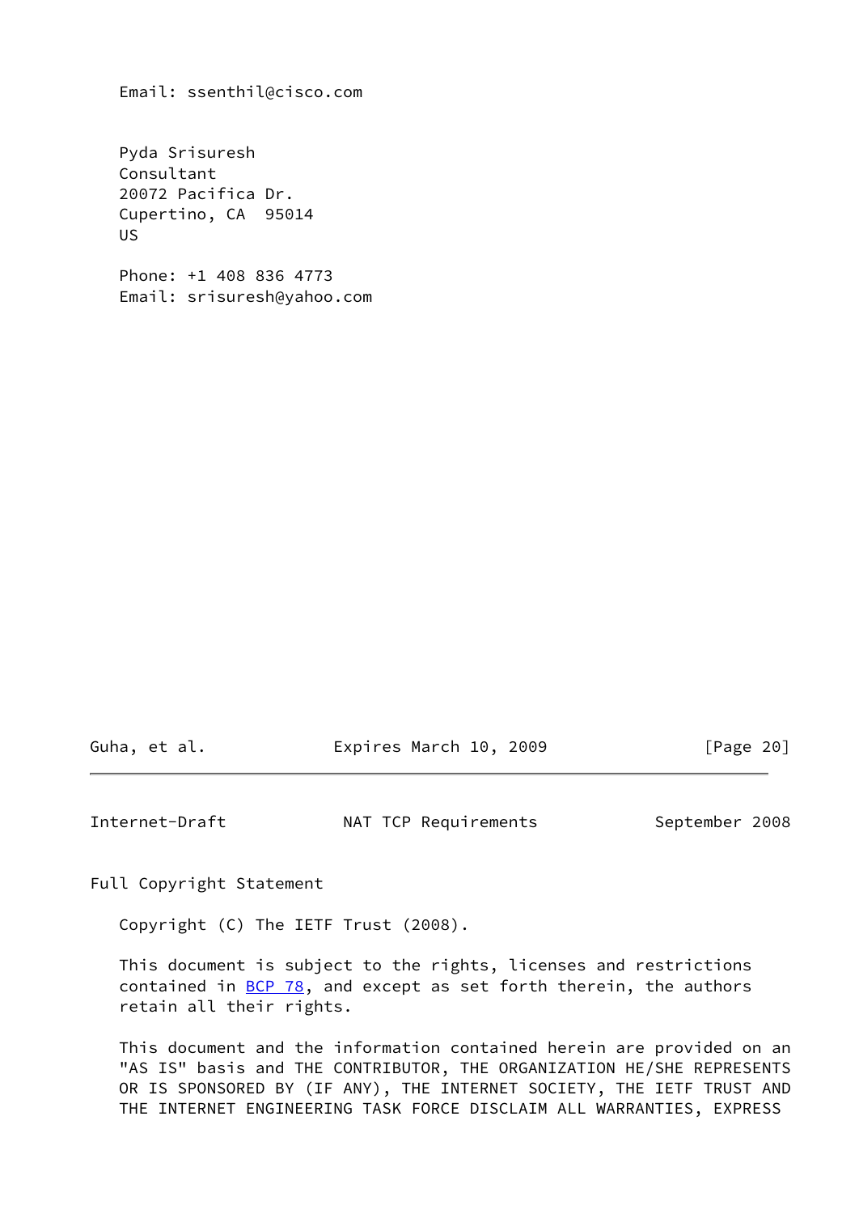Email: ssenthil@cisco.com

Pyda Srisuresh
Consultant
20072 Pacifica Dr.
Cupertino, CA 95014
US

Phone: +1 408 836 4773
Email: srisuresh@yahoo.com

## Full Copyright Statement

Copyright (C) The IETF Trust (2008).

This document is subject to the rights, licenses and restrictions contained in BCP 78, and except as set forth therein, the authors retain all their rights.

This document and the information contained herein are provided on an "AS IS" basis and THE CONTRIBUTOR, THE ORGANIZATION HE/SHE REPRESENTS OR IS SPONSORED BY (IF ANY), THE INTERNET SOCIETY, THE IETF TRUST AND THE INTERNET ENGINEERING TASK FORCE DISCLAIM ALL WARRANTIES, EXPRESS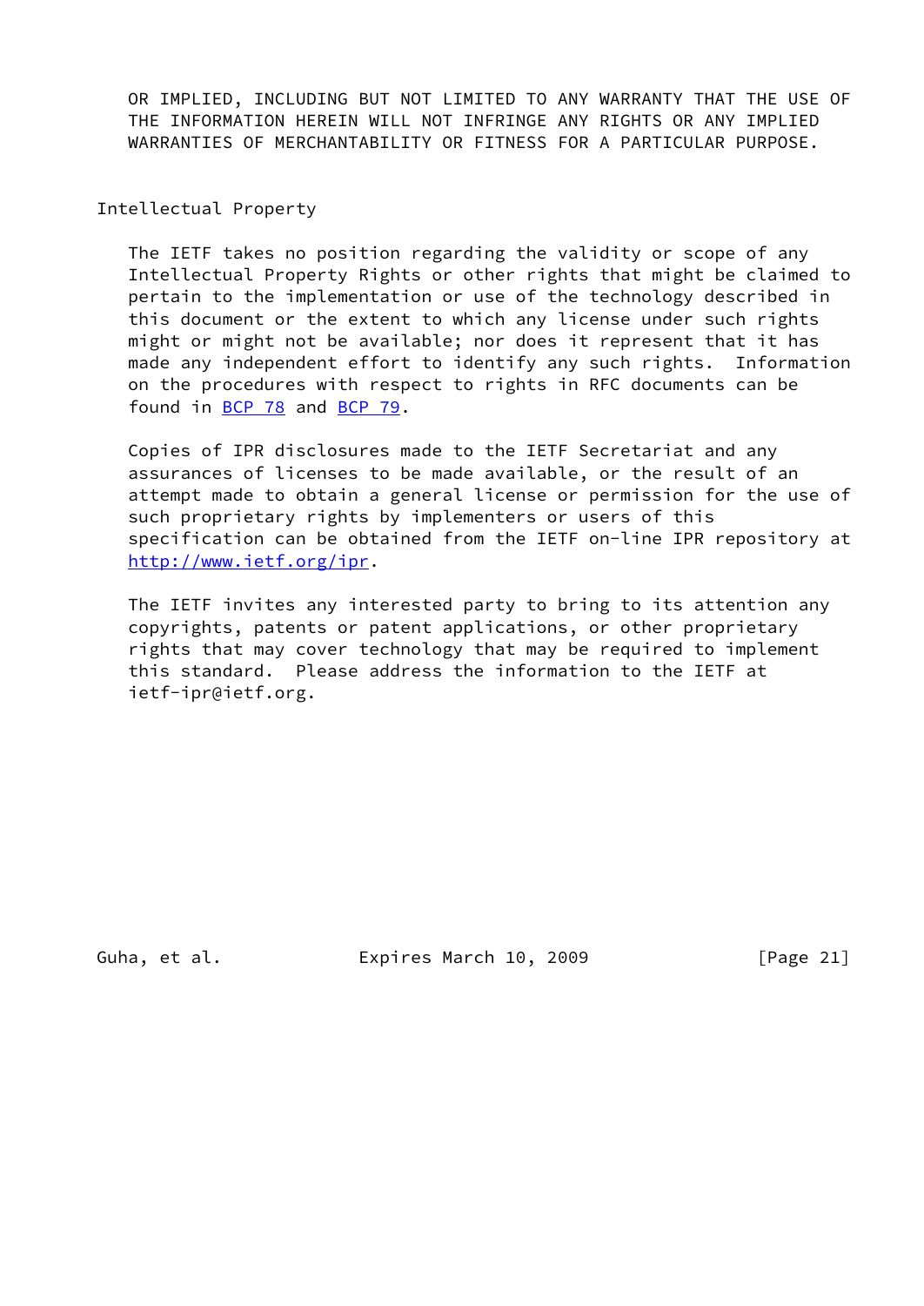OR IMPLIED, INCLUDING BUT NOT LIMITED TO ANY WARRANTY THAT THE USE OF THE INFORMATION HEREIN WILL NOT INFRINGE ANY RIGHTS OR ANY IMPLIED WARRANTIES OF MERCHANTABILITY OR FITNESS FOR A PARTICULAR PURPOSE.

## Intellectual Property

The IETF takes no position regarding the validity or scope of any Intellectual Property Rights or other rights that might be claimed to pertain to the implementation or use of the technology described in this document or the extent to which any license under such rights might or might not be available; nor does it represent that it has made any independent effort to identify any such rights. Information on the procedures with respect to rights in RFC documents can be found in BCP 78 and BCP 79.

Copies of IPR disclosures made to the IETF Secretariat and any assurances of licenses to be made available, or the result of an attempt made to obtain a general license or permission for the use of such proprietary rights by implementers or users of this specification can be obtained from the IETF on-line IPR repository at http://www.ietf.org/ipr.

The IETF invites any interested party to bring to its attention any copyrights, patents or patent applications, or other proprietary rights that may cover technology that may be required to implement this standard. Please address the information to the IETF at ietf-ipr@ietf.org.